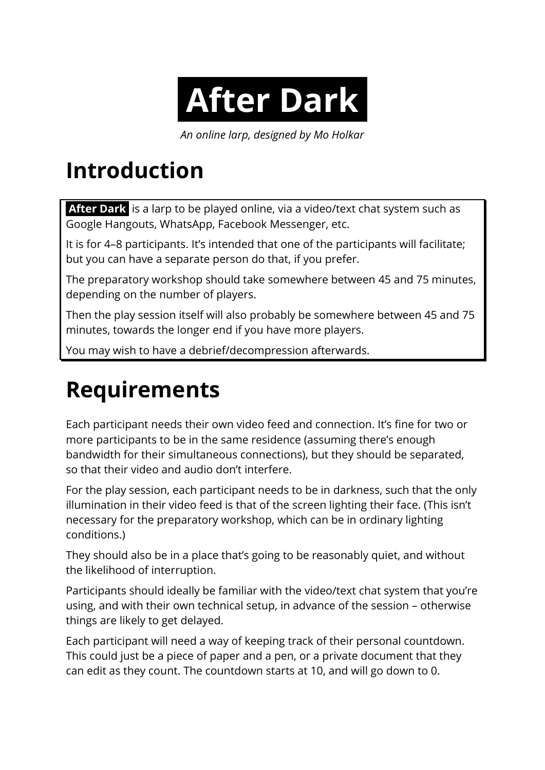# After Dark

*An online larp, designed by Mo Holkar*

## Introduction

**After Dark** is a larp to be played online, via a video/text chat system such as Google Hangouts, WhatsApp, Facebook Messenger, etc.

It is for 4–8 participants. It's intended that one of the participants will facilitate; but you can have a separate person do that, if you prefer.

The preparatory workshop should take somewhere between 45 and 75 minutes, depending on the number of players.

Then the play session itself will also probably be somewhere between 45 and 75 minutes, towards the longer end if you have more players.

You may wish to have a debrief/decompression afterwards.

## Requirements

Each participant needs their own video feed and connection. It's fine for two or more participants to be in the same residence (assuming there's enough bandwidth for their simultaneous connections), but they should be separated, so that their video and audio don't interfere.

For the play session, each participant needs to be in darkness, such that the only illumination in their video feed is that of the screen lighting their face. (This isn't necessary for the preparatory workshop, which can be in ordinary lighting conditions.)

They should also be in a place that's going to be reasonably quiet, and without the likelihood of interruption.

Participants should ideally be familiar with the video/text chat system that you're using, and with their own technical setup, in advance of the session – otherwise things are likely to get delayed.

Each participant will need a way of keeping track of their personal countdown. This could just be a piece of paper and a pen, or a private document that they can edit as they count. The countdown starts at 10, and will go down to 0.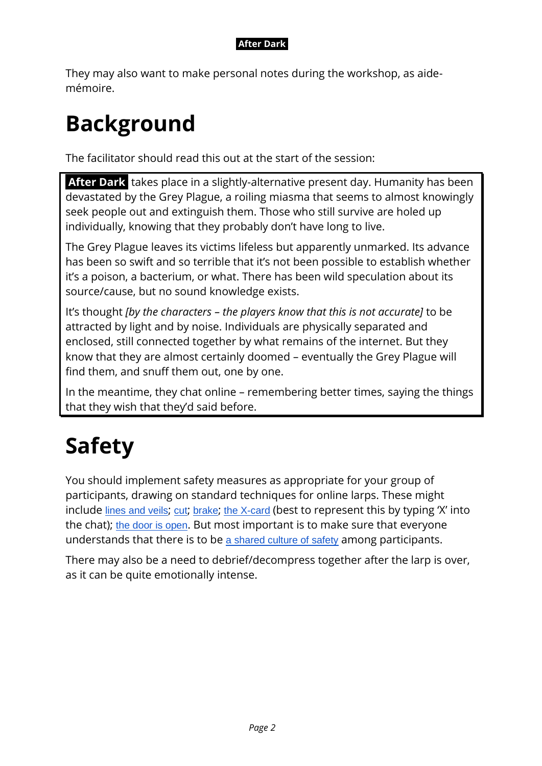They may also want to make personal notes during the workshop, as aide-mémoire.

# Background

The facilitator should read this out at the start of the session:

> **After Dark** takes place in a slightly-alternative present day. Humanity has been devastated by the Grey Plague, a roiling miasma that seems to almost knowingly seek people out and extinguish them. Those who still survive are holed up individually, knowing that they probably don't have long to live.
>
> The Grey Plague leaves its victims lifeless but apparently unmarked. Its advance has been so swift and so terrible that it's not been possible to establish whether it's a poison, a bacterium, or what. There has been wild speculation about its source/cause, but no sound knowledge exists.
>
> It's thought *[by the characters – the players know that this is not accurate]* to be attracted by light and noise. Individuals are physically separated and enclosed, still connected together by what remains of the internet. But they know that they are almost certainly doomed – eventually the Grey Plague will find them, and snuff them out, one by one.
>
> In the meantime, they chat online – remembering better times, saying the things that they wish that they'd said before.

# Safety

You should implement safety measures as appropriate for your group of participants, drawing on standard techniques for online larps. These might include lines and veils; cut; brake; the X-card (best to represent this by typing 'X' into the chat); the door is open. But most important is to make sure that everyone understands that there is to be a shared culture of safety among participants.

There may also be a need to debrief/decompress together after the larp is over, as it can be quite emotionally intense.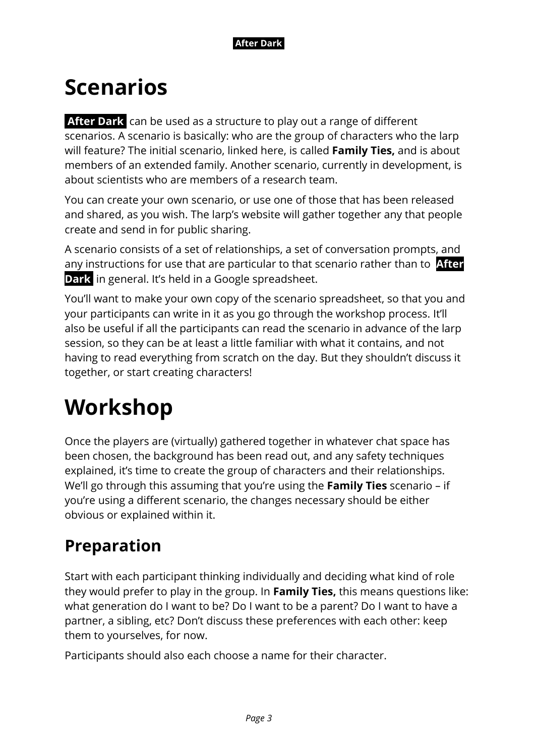# Scenarios

**After Dark** can be used as a structure to play out a range of different scenarios. A scenario is basically: who are the group of characters who the larp will feature? The initial scenario, linked here, is called **Family Ties,** and is about members of an extended family. Another scenario, currently in development, is about scientists who are members of a research team.

You can create your own scenario, or use one of those that has been released and shared, as you wish. The larp's website will gather together any that people create and send in for public sharing.

A scenario consists of a set of relationships, a set of conversation prompts, and any instructions for use that are particular to that scenario rather than to **After Dark** in general. It's held in a Google spreadsheet.

You'll want to make your own copy of the scenario spreadsheet, so that you and your participants can write in it as you go through the workshop process. It'll also be useful if all the participants can read the scenario in advance of the larp session, so they can be at least a little familiar with what it contains, and not having to read everything from scratch on the day. But they shouldn't discuss it together, or start creating characters!

# Workshop

Once the players are (virtually) gathered together in whatever chat space has been chosen, the background has been read out, and any safety techniques explained, it's time to create the group of characters and their relationships. We'll go through this assuming that you're using the **Family Ties** scenario – if you're using a different scenario, the changes necessary should be either obvious or explained within it.

## Preparation

Start with each participant thinking individually and deciding what kind of role they would prefer to play in the group. In **Family Ties,** this means questions like: what generation do I want to be? Do I want to be a parent? Do I want to have a partner, a sibling, etc? Don't discuss these preferences with each other: keep them to yourselves, for now.

Participants should also each choose a name for their character.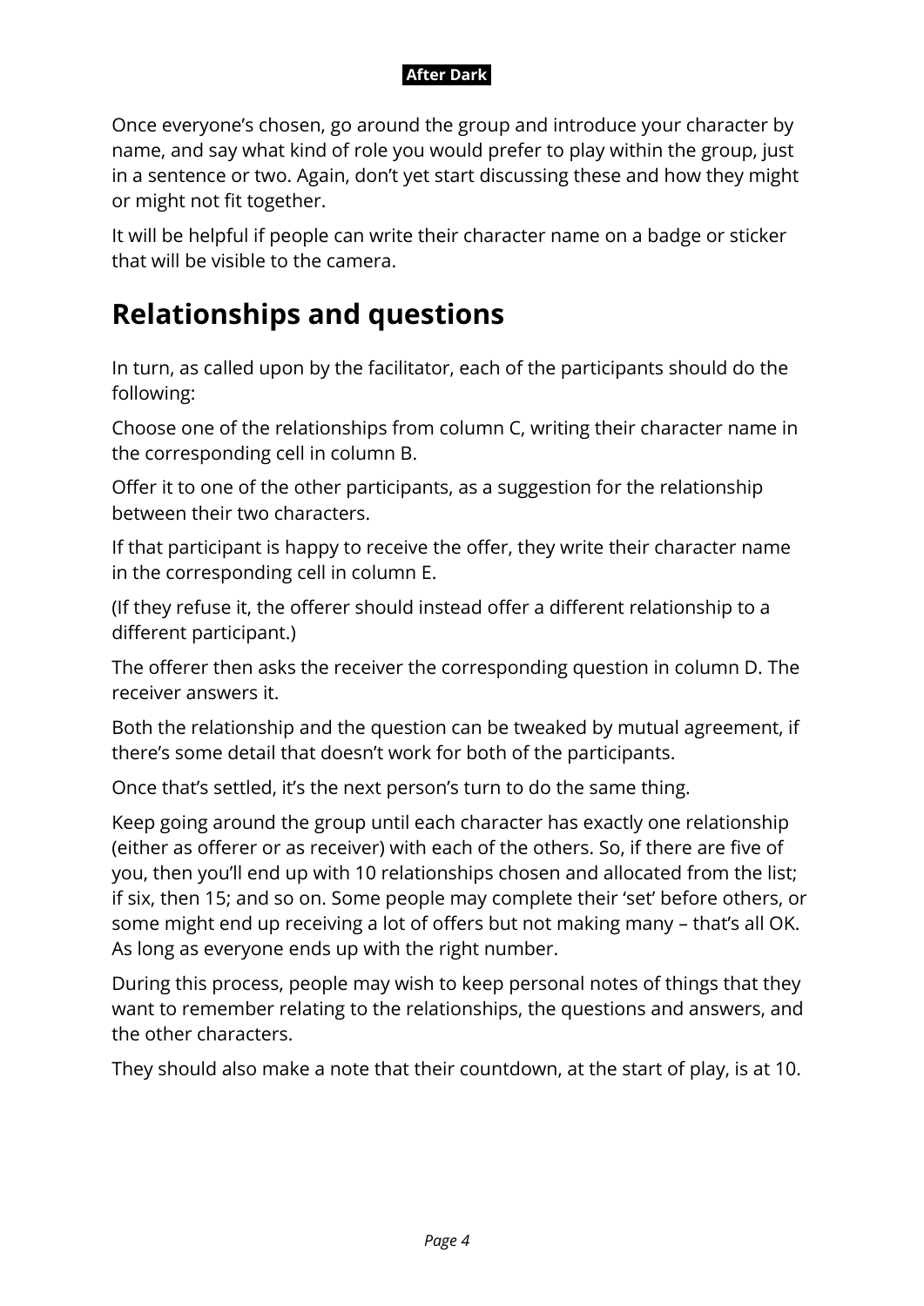Once everyone's chosen, go around the group and introduce your character by name, and say what kind of role you would prefer to play within the group, just in a sentence or two. Again, don't yet start discussing these and how they might or might not fit together.

It will be helpful if people can write their character name on a badge or sticker that will be visible to the camera.

## Relationships and questions

In turn, as called upon by the facilitator, each of the participants should do the following:

Choose one of the relationships from column C, writing their character name in the corresponding cell in column B.

Offer it to one of the other participants, as a suggestion for the relationship between their two characters.

If that participant is happy to receive the offer, they write their character name in the corresponding cell in column E.

(If they refuse it, the offerer should instead offer a different relationship to a different participant.)

The offerer then asks the receiver the corresponding question in column D. The receiver answers it.

Both the relationship and the question can be tweaked by mutual agreement, if there's some detail that doesn't work for both of the participants.

Once that's settled, it's the next person's turn to do the same thing.

Keep going around the group until each character has exactly one relationship (either as offerer or as receiver) with each of the others. So, if there are five of you, then you'll end up with 10 relationships chosen and allocated from the list; if six, then 15; and so on. Some people may complete their 'set' before others, or some might end up receiving a lot of offers but not making many – that's all OK. As long as everyone ends up with the right number.

During this process, people may wish to keep personal notes of things that they want to remember relating to the relationships, the questions and answers, and the other characters.

They should also make a note that their countdown, at the start of play, is at 10.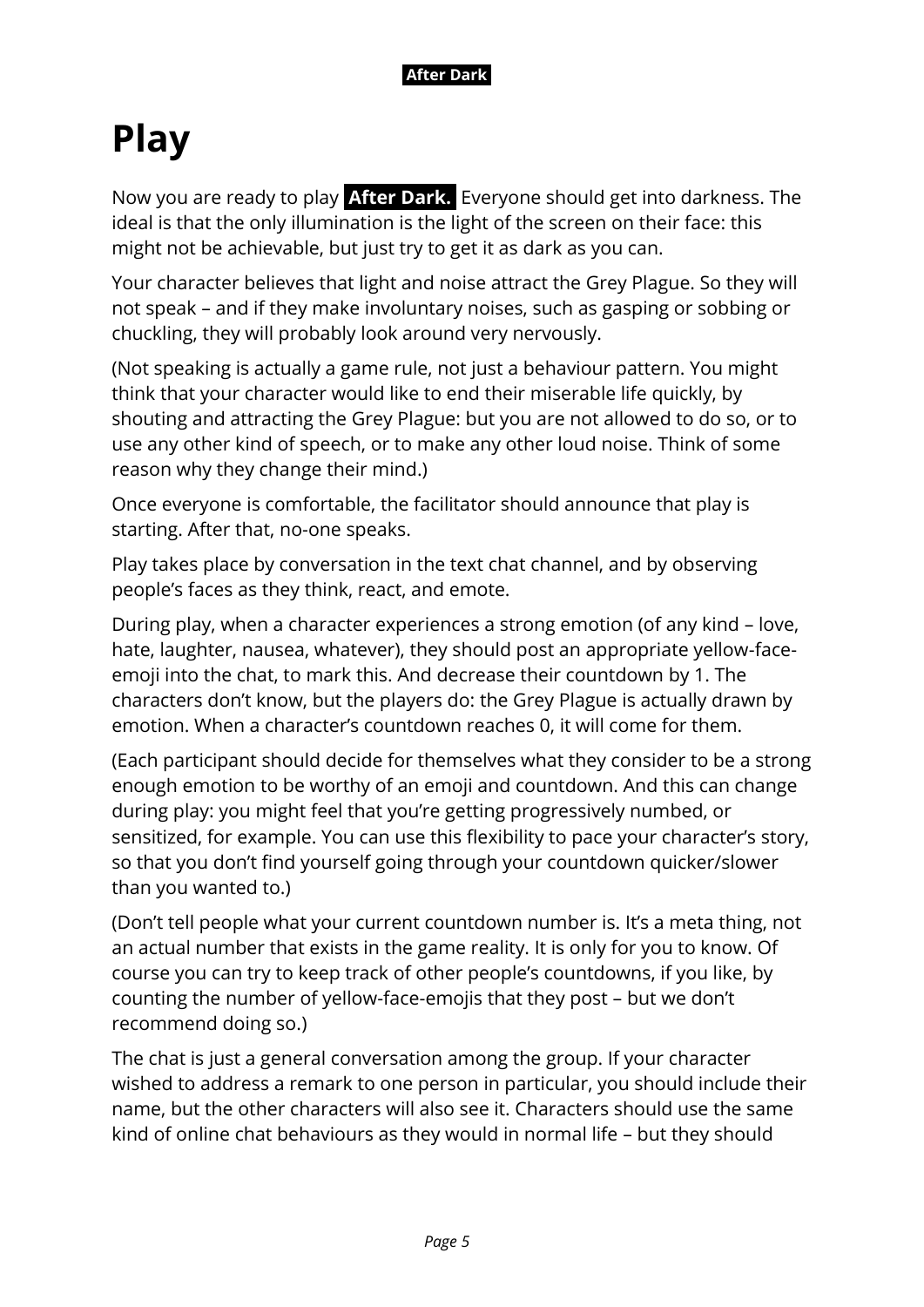# Play

Now you are ready to play **After Dark.** Everyone should get into darkness. The ideal is that the only illumination is the light of the screen on their face: this might not be achievable, but just try to get it as dark as you can.

Your character believes that light and noise attract the Grey Plague. So they will not speak – and if they make involuntary noises, such as gasping or sobbing or chuckling, they will probably look around very nervously.

(Not speaking is actually a game rule, not just a behaviour pattern. You might think that your character would like to end their miserable life quickly, by shouting and attracting the Grey Plague: but you are not allowed to do so, or to use any other kind of speech, or to make any other loud noise. Think of some reason why they change their mind.)

Once everyone is comfortable, the facilitator should announce that play is starting. After that, no-one speaks.

Play takes place by conversation in the text chat channel, and by observing people's faces as they think, react, and emote.

During play, when a character experiences a strong emotion (of any kind – love, hate, laughter, nausea, whatever), they should post an appropriate yellow-face-emoji into the chat, to mark this. And decrease their countdown by 1. The characters don't know, but the players do: the Grey Plague is actually drawn by emotion. When a character's countdown reaches 0, it will come for them.

(Each participant should decide for themselves what they consider to be a strong enough emotion to be worthy of an emoji and countdown. And this can change during play: you might feel that you're getting progressively numbed, or sensitized, for example. You can use this flexibility to pace your character's story, so that you don't find yourself going through your countdown quicker/slower than you wanted to.)

(Don't tell people what your current countdown number is. It's a meta thing, not an actual number that exists in the game reality. It is only for you to know. Of course you can try to keep track of other people's countdowns, if you like, by counting the number of yellow-face-emojis that they post – but we don't recommend doing so.)

The chat is just a general conversation among the group. If your character wished to address a remark to one person in particular, you should include their name, but the other characters will also see it. Characters should use the same kind of online chat behaviours as they would in normal life – but they should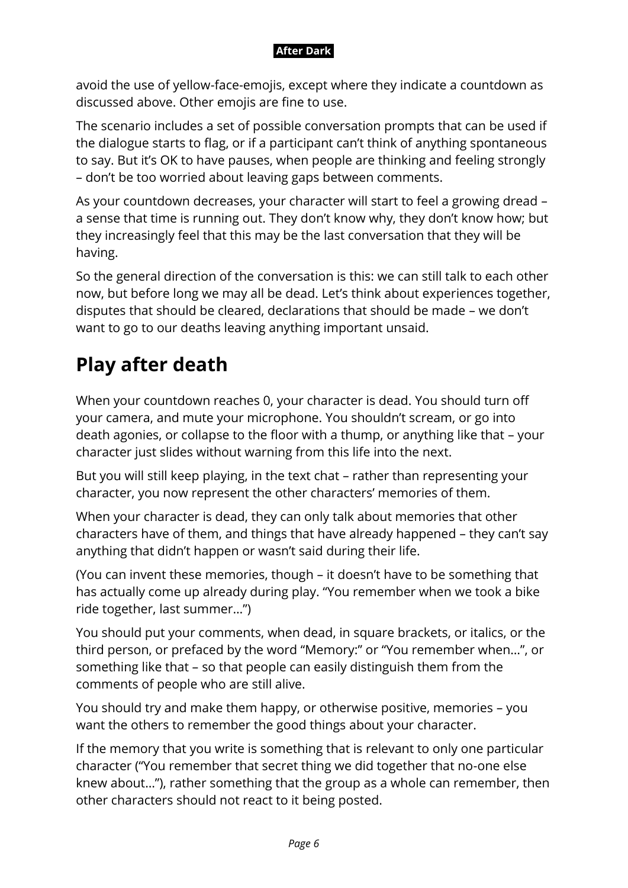avoid the use of yellow-face-emojis, except where they indicate a countdown as discussed above. Other emojis are fine to use.

The scenario includes a set of possible conversation prompts that can be used if the dialogue starts to flag, or if a participant can't think of anything spontaneous to say. But it's OK to have pauses, when people are thinking and feeling strongly – don't be too worried about leaving gaps between comments.

As your countdown decreases, your character will start to feel a growing dread – a sense that time is running out. They don't know why, they don't know how; but they increasingly feel that this may be the last conversation that they will be having.

So the general direction of the conversation is this: we can still talk to each other now, but before long we may all be dead. Let's think about experiences together, disputes that should be cleared, declarations that should be made – we don't want to go to our deaths leaving anything important unsaid.

## Play after death

When your countdown reaches 0, your character is dead. You should turn off your camera, and mute your microphone. You shouldn't scream, or go into death agonies, or collapse to the floor with a thump, or anything like that – your character just slides without warning from this life into the next.

But you will still keep playing, in the text chat – rather than representing your character, you now represent the other characters' memories of them.

When your character is dead, they can only talk about memories that other characters have of them, and things that have already happened – they can't say anything that didn't happen or wasn't said during their life.

(You can invent these memories, though – it doesn't have to be something that has actually come up already during play. "You remember when we took a bike ride together, last summer…")

You should put your comments, when dead, in square brackets, or italics, or the third person, or prefaced by the word "Memory:" or "You remember when…", or something like that – so that people can easily distinguish them from the comments of people who are still alive.

You should try and make them happy, or otherwise positive, memories – you want the others to remember the good things about your character.

If the memory that you write is something that is relevant to only one particular character ("You remember that secret thing we did together that no-one else knew about…"), rather something that the group as a whole can remember, then other characters should not react to it being posted.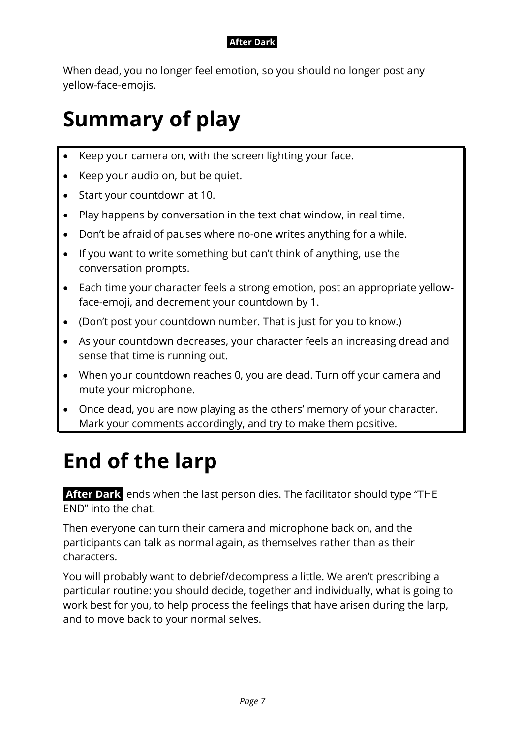When dead, you no longer feel emotion, so you should no longer post any yellow-face-emojis.

# Summary of play

- Keep your camera on, with the screen lighting your face.
- Keep your audio on, but be quiet.
- Start your countdown at 10.
- Play happens by conversation in the text chat window, in real time.
- Don't be afraid of pauses where no-one writes anything for a while.
- If you want to write something but can't think of anything, use the conversation prompts.
- Each time your character feels a strong emotion, post an appropriate yellow-face-emoji, and decrement your countdown by 1.
- (Don't post your countdown number. That is just for you to know.)
- As your countdown decreases, your character feels an increasing dread and sense that time is running out.
- When your countdown reaches 0, you are dead. Turn off your camera and mute your microphone.
- Once dead, you are now playing as the others' memory of your character. Mark your comments accordingly, and try to make them positive.

# End of the larp

**After Dark** ends when the last person dies. The facilitator should type "THE END" into the chat.

Then everyone can turn their camera and microphone back on, and the participants can talk as normal again, as themselves rather than as their characters.

You will probably want to debrief/decompress a little. We aren't prescribing a particular routine: you should decide, together and individually, what is going to work best for you, to help process the feelings that have arisen during the larp, and to move back to your normal selves.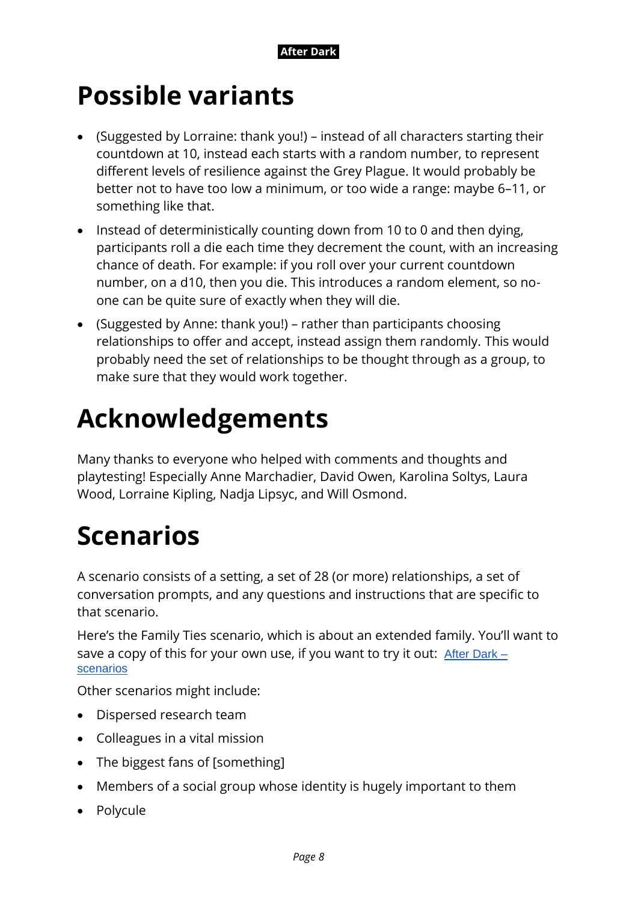# Possible variants

- (Suggested by Lorraine: thank you!) – instead of all characters starting their countdown at 10, instead each starts with a random number, to represent different levels of resilience against the Grey Plague. It would probably be better not to have too low a minimum, or too wide a range: maybe 6–11, or something like that.
- Instead of deterministically counting down from 10 to 0 and then dying, participants roll a die each time they decrement the count, with an increasing chance of death. For example: if you roll over your current countdown number, on a d10, then you die. This introduces a random element, so no-one can be quite sure of exactly when they will die.
- (Suggested by Anne: thank you!) – rather than participants choosing relationships to offer and accept, instead assign them randomly. This would probably need the set of relationships to be thought through as a group, to make sure that they would work together.

# Acknowledgements

Many thanks to everyone who helped with comments and thoughts and playtesting! Especially Anne Marchadier, David Owen, Karolina Soltys, Laura Wood, Lorraine Kipling, Nadja Lipsyc, and Will Osmond.

# Scenarios

A scenario consists of a setting, a set of 28 (or more) relationships, a set of conversation prompts, and any questions and instructions that are specific to that scenario.

Here's the Family Ties scenario, which is about an extended family. You'll want to save a copy of this for your own use, if you want to try it out: After Dark – scenarios

Other scenarios might include:

- Dispersed research team
- Colleagues in a vital mission
- The biggest fans of [something]
- Members of a social group whose identity is hugely important to them
- Polycule